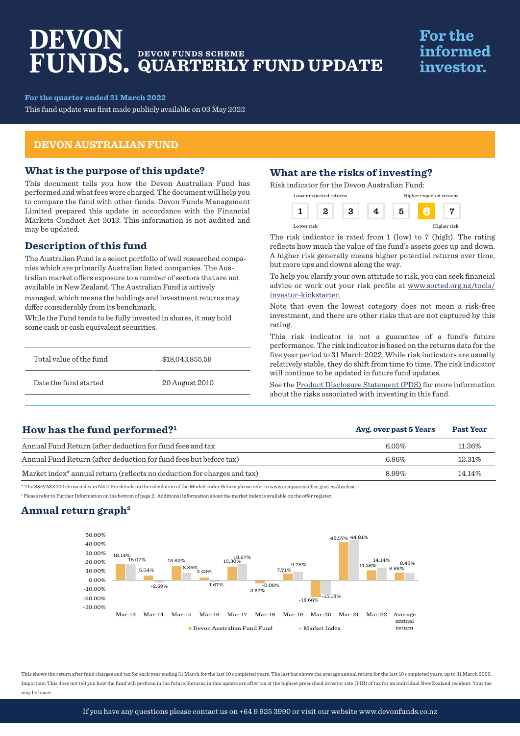# DEVON FUNDS. DEVON FUNDS SCHEME QUARTERLY FUND UPDATE

**For the informed investor.**

**For the quarter ended 31 March 2022**

This fund update was first made publicly available on 03 May 2022

## DEVON AUSTRALIAN FUND

### What is the purpose of this update?

This document tells you how the Devon Australian Fund has performed and what fees were charged. The document will help you to compare the fund with other funds. Devon Funds Management Limited prepared this update in accordance with the Financial Markets Conduct Act 2013. This information is not audited and may be updated.

### Description of this fund

The Australian Fund is a select portfolio of well researched companies which are primarily Australian listed companies. The Australian market offers exposure to a number of sectors that are not available in New Zealand. The Australian Fund is actively managed, which means the holdings and investment returns may differ considerably from its benchmark.

While the Fund tends to be fully invested in shares, it may hold some cash or cash equivalent securities.

| | |
|---|---|
| Total value of the fund | $18,043,855.59 |
| Date the fund started | 20 August 2010 |

### What are the risks of investing?

Risk indicator for the Devon Australian Fund:

Lower expected returns — Higher expected returns

1 | 2 | 3 | 4 | 5 | **6** | 7

Lower risk — Higher risk

The risk indicator is rated from 1 (low) to 7 (high). The rating reflects how much the value of the fund's assets goes up and down. A higher risk generally means higher potential returns over time, but more ups and downs along the way.

To help you clarify your own attitude to risk, you can seek financial advice or work out your risk profile at www.sorted.org.nz/tools/investor-kickstarter.

Note that even the lowest category does not mean a risk-free investment, and there are other risks that are not captured by this rating.

This risk indicator is not a guarantee of a fund's future performance. The risk indicator is based on the returns data for the five year period to 31 March 2022. While risk indicators are usually relatively stable, they do shift from time to time. The risk indicator will continue to be updated in future fund updates.

See the Product Disclosure Statement (PDS) for more information about the risks associated with investing in this fund.

### How has the fund performed?[1]

| | Avg. over past 5 Years | Past Year |
|---|---|---|
| Annual Fund Return (after deduction for fund fees and tax | 6.05% | 11.36% |
| Annual Fund Return (after deduction for fund fees but before tax) | 6.86% | 12.31% |
| Market index* annual return (reflects no deduction for charges and tax) | 8.99% | 14.14% |

\* The S&P/ASX200 Gross index in NZD. For details on the calculation of the Market Index Return please refer to www.companiesoffice.govt.nz/disclose

[1] Please refer to Further Information on the bottom of page 2. Additional information about the market index is available on the offer register.

### Annual return graph[2]

| | Devon Australian Fund Fund | Market Index |
|---|---|---|
| Mar-13 | 18.14% | 18.07% |
| Mar-14 | 5.54% | -2.59% |
| Mar-15 | 15.89% | 8.85% |
| Mar-16 | 3.43% | -1.67% |
| Mar-17 | 15.30% | 18.67% |
| Mar-18 | -3.57% | -0.08% |
| Mar-19 | 7.71% | 9.78% |
| Mar-20 | -18.66% | -15.18% |
| Mar-21 | 42.57% | 44.81% |
| Mar-22 | 11.36% | 14.14% |
| Average annual return | 8.68% | 8.43% |

This shows the return after fund charges and tax for each year ending 31 March for the last 10 completed years. The last bar shows the average annual return for the last 10 completed years, up to 31 March 2022. Important: This does not tell you how the fund will perform in the future. Returns in this update are after tax at the highest prescribed investor rate (PIR) of tax for an individual New Zealand resident. Your tax may be lower.

If you have any questions please contact us on +64 9 925 3990 or visit our website www.devonfunds.co.nz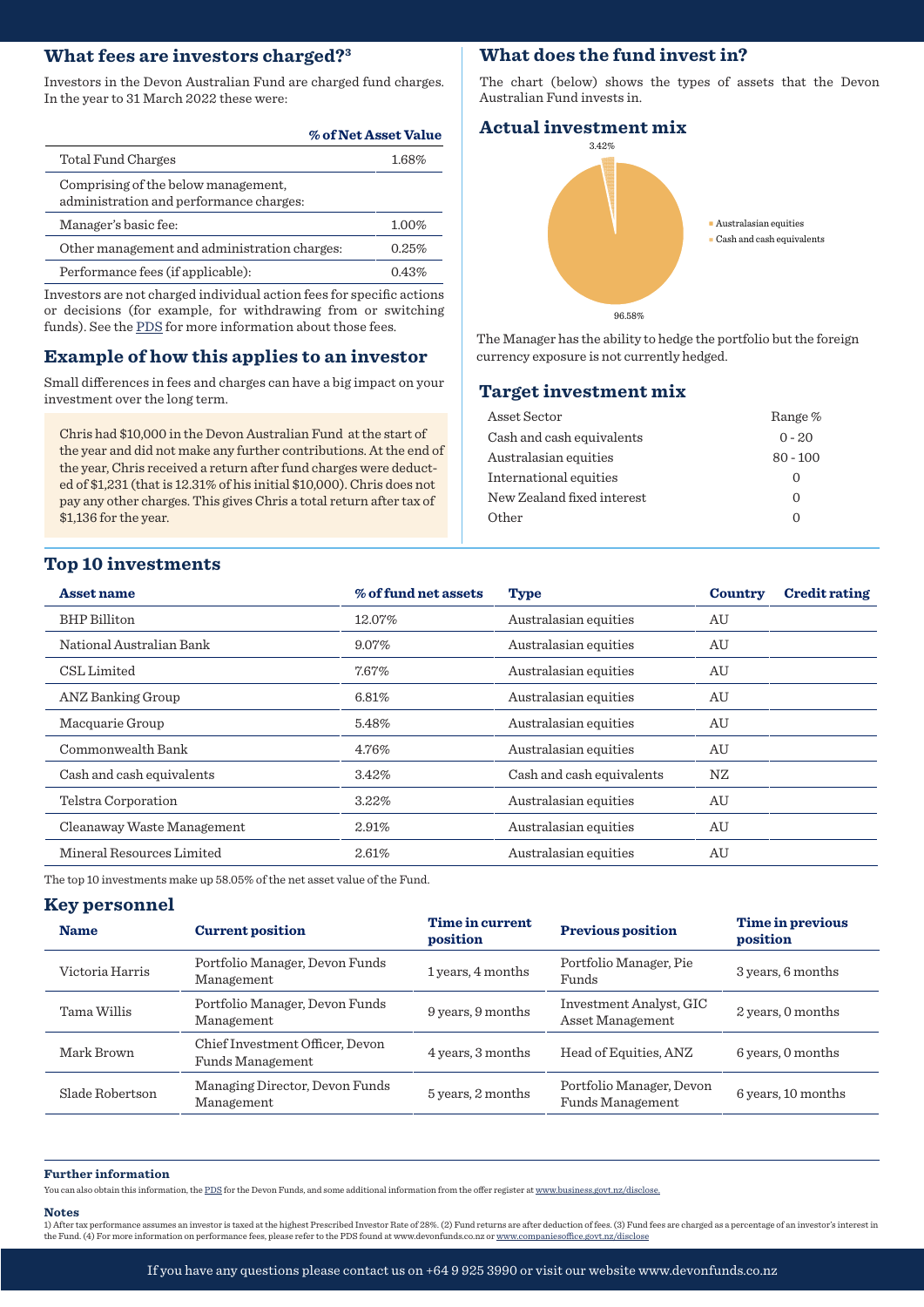## What fees are investors charged?[3]

Investors in the Devon Australian Fund are charged fund charges. In the year to 31 March 2022 these were:

| | % of Net Asset Value |
|---|---|
| Total Fund Charges | 1.68% |
| Comprising of the below management, administration and performance charges: | |
| Manager's basic fee: | 1.00% |
| Other management and administration charges: | 0.25% |
| Performance fees (if applicable): | 0.43% |

Investors are not charged individual action fees for specific actions or decisions (for example, for withdrawing from or switching funds). See the PDS for more information about those fees.

## Example of how this applies to an investor

Small differences in fees and charges can have a big impact on your investment over the long term.

Chris had $10,000 in the Devon Australian Fund at the start of the year and did not make any further contributions. At the end of the year, Chris received a return after fund charges were deducted of $1,231 (that is 12.31% of his initial $10,000). Chris does not pay any other charges. This gives Chris a total return after tax of $1,136 for the year.

## What does the fund invest in?

The chart (below) shows the types of assets that the Devon Australian Fund invests in.

### Actual investment mix

3.42%

96.58%

Australasian equities

Cash and cash equivalents

The Manager has the ability to hedge the portfolio but the foreign currency exposure is not currently hedged.

### Target investment mix

| Asset Sector | Range % |
|---|---|
| Cash and cash equivalents | 0 - 20 |
| Australasian equities | 80 - 100 |
| International equities | 0 |
| New Zealand fixed interest | 0 |
| Other | 0 |

## Top 10 investments

| Asset name | % of fund net assets | Type | Country | Credit rating |
|---|---|---|---|---|
| BHP Billiton | 12.07% | Australasian equities | AU | |
| National Australian Bank | 9.07% | Australasian equities | AU | |
| CSL Limited | 7.67% | Australasian equities | AU | |
| ANZ Banking Group | 6.81% | Australasian equities | AU | |
| Macquarie Group | 5.48% | Australasian equities | AU | |
| Commonwealth Bank | 4.76% | Australasian equities | AU | |
| Cash and cash equivalents | 3.42% | Cash and cash equivalents | NZ | |
| Telstra Corporation | 3.22% | Australasian equities | AU | |
| Cleanaway Waste Management | 2.91% | Australasian equities | AU | |
| Mineral Resources Limited | 2.61% | Australasian equities | AU | |

The top 10 investments make up 58.05% of the net asset value of the Fund.

## Key personnel

| Name | Current position | Time in current position | Previous position | Time in previous position |
|---|---|---|---|---|
| Victoria Harris | Portfolio Manager, Devon Funds Management | 1 years, 4 months | Portfolio Manager, Pie Funds | 3 years, 6 months |
| Tama Willis | Portfolio Manager, Devon Funds Management | 9 years, 9 months | Investment Analyst, GIC Asset Management | 2 years, 0 months |
| Mark Brown | Chief Investment Officer, Devon Funds Management | 4 years, 3 months | Head of Equities, ANZ | 6 years, 0 months |
| Slade Robertson | Managing Director, Devon Funds Management | 5 years, 2 months | Portfolio Manager, Devon Funds Management | 6 years, 10 months |

**Further information**

You can also obtain this information, the PDS for the Devon Funds, and some additional information from the offer register at www.business.govt.nz/disclose.

**Notes**

1) After tax performance assumes an investor is taxed at the highest Prescribed Investor Rate of 28%. (2) Fund returns are after deduction of fees. (3) Fund fees are charged as a percentage of an investor's interest in the Fund. (4) For more information on performance fees, please refer to the PDS found at www.devonfunds.co.nz or www.companiesoffice.govt.nz/disclose

If you have any questions please contact us on +64 9 925 3990 or visit our website www.devonfunds.co.nz